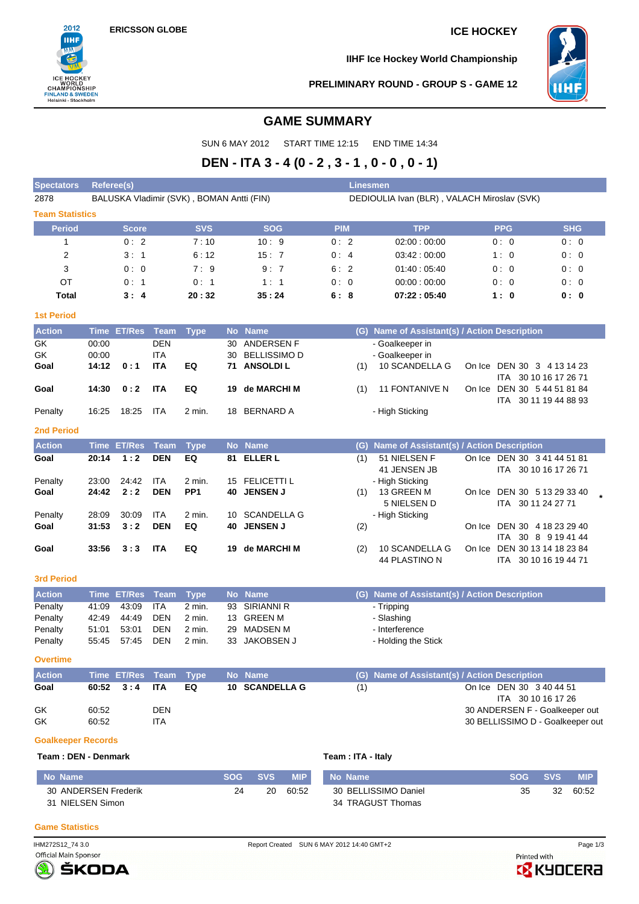ERICSSON GLOBE

ICE HOCKEY

IIHF Ice Hockey World Championship

PRELIMINARY ROUND - GROUP S - GAME 12

# GAME SUMMARY

SUN 6 MAY 2012 START TIME 12:15 END TIME 14:34

## DEN - ITA 3 - 4 (0 - 2 , 3 - 1 , 0 - 0 , 0 - 1)

| Spectators | Referee(s) | Linesmen |
|---|---|---|
| 2878 | BALUSKA Vladimir (SVK) , BOMAN Antti (FIN) | DEDIOULIA Ivan (BLR) , VALACH Miroslav (SVK) |

### Team Statistics

| Period | Score | SVS | SOG | PIM | TPP | PPG | SHG |
|---|---|---|---|---|---|---|---|
| 1 | 0 : 2 | 7 : 10 | 10 : 9 | 0 : 2 | 02:00 : 00:00 | 0 : 0 | 0 : 0 |
| 2 | 3 : 1 | 6 : 12 | 15 : 7 | 0 : 4 | 03:42 : 00:00 | 1 : 0 | 0 : 0 |
| 3 | 0 : 0 | 7 : 9 | 9 : 7 | 6 : 2 | 01:40 : 05:40 | 0 : 0 | 0 : 0 |
| OT | 0 : 1 | 0 : 1 | 1 : 1 | 0 : 0 | 00:00 : 00:00 | 0 : 0 | 0 : 0 |
| **Total** | **3 : 4** | **20 : 32** | **35 : 24** | **6 : 8** | **07:22 : 05:40** | **1 : 0** | **0 : 0** |

### 1st Period

| Action | Time | ET/Res | Team | Type | No | Name | (G) | Name of Assistant(s) / Action Description | On Ice |
|---|---|---|---|---|---|---|---|---|---|
| GK | 00:00 | | DEN | | 30 | ANDERSEN F | | - Goalkeeper in | |
| GK | 00:00 | | ITA | | 30 | BELLISSIMO D | | - Goalkeeper in | |
| **Goal** | **14:12** | **0 : 1** | **ITA** | **EQ** | **71** | **ANSOLDI L** | (1) | 10 SCANDELLA G | DEN 30 3 4 13 14 23<br>ITA 30 10 16 17 26 71 |
| **Goal** | **14:30** | **0 : 2** | **ITA** | **EQ** | **19** | **de MARCHI M** | (1) | 11 FONTANIVE N | DEN 30 5 44 51 81 84<br>ITA 30 11 19 44 88 93 |
| Penalty | 16:25 | 18:25 | ITA | 2 min. | 18 | BERNARD A | | - High Sticking | |

### 2nd Period

| Action | Time | ET/Res | Team | Type | No | Name | (G) | Name of Assistant(s) / Action Description | On Ice |
|---|---|---|---|---|---|---|---|---|---|
| **Goal** | **20:14** | **1 : 2** | **DEN** | **EQ** | **81** | **ELLER L** | (1) | 51 NIELSEN F<br>41 JENSEN JB | DEN 30 3 41 44 51 81<br>ITA 30 10 16 17 26 71 |
| Penalty | 23:00 | 24:42 | ITA | 2 min. | 15 | FELICETTI L | | - High Sticking | |
| **Goal** | **24:42** | **2 : 2** | **DEN** | **PP1** | **40** | **JENSEN J** | (1) | 13 GREEN M<br>5 NIELSEN D | DEN 30 5 13 29 33 40<br>ITA 30 11 24 27 71 * |
| Penalty | 28:09 | 30:09 | ITA | 2 min. | 10 | SCANDELLA G | | - High Sticking | |
| **Goal** | **31:53** | **3 : 2** | **DEN** | **EQ** | **40** | **JENSEN J** | (2) | | DEN 30 4 18 23 29 40<br>ITA 30 8 9 19 41 44 |
| **Goal** | **33:56** | **3 : 3** | **ITA** | **EQ** | **19** | **de MARCHI M** | (2) | 10 SCANDELLA G<br>44 PLASTINO N | DEN 30 13 14 18 23 84<br>ITA 30 10 16 19 44 71 |

### 3rd Period

| Action | Time | ET/Res | Team | Type | No | Name | (G) | Name of Assistant(s) / Action Description |
|---|---|---|---|---|---|---|---|---|
| Penalty | 41:09 | 43:09 | ITA | 2 min. | 93 | SIRIANNI R | | - Tripping |
| Penalty | 42:49 | 44:49 | DEN | 2 min. | 13 | GREEN M | | - Slashing |
| Penalty | 51:01 | 53:01 | DEN | 2 min. | 29 | MADSEN M | | - Interference |
| Penalty | 55:45 | 57:45 | DEN | 2 min. | 33 | JAKOBSEN J | | - Holding the Stick |

### Overtime

| Action | Time | ET/Res | Team | Type | No | Name | (G) | Name of Assistant(s) / Action Description |
|---|---|---|---|---|---|---|---|---|
| **Goal** | **60:52** | **3 : 4** | **ITA** | **EQ** | **10** | **SCANDELLA G** | (1) | On Ice DEN 30 3 40 44 51<br>ITA 30 10 16 17 26 |
| GK | 60:52 | | DEN | | | | | 30 ANDERSEN F - Goalkeeper out |
| GK | 60:52 | | ITA | | | | | 30 BELLISSIMO D - Goalkeeper out |

### Goalkeeper Records

**Team : DEN - Denmark**

| No Name | SOG | SVS | MIP |
|---|---|---|---|
| 30 ANDERSEN Frederik | 24 | 20 | 60:52 |
| 31 NIELSEN Simon | | | |

**Team : ITA - Italy**

| No Name | SOG | SVS | MIP |
|---|---|---|---|
| 30 BELLISSIMO Daniel | 35 | 32 | 60:52 |
| 34 TRAGUST Thomas | | | |

### Game Statistics

IHM272S12_74 3.0 Report Created SUN 6 MAY 2012 14:40 GMT+2

Official Main Sponsor ŠKODA

Printed with KYOCERA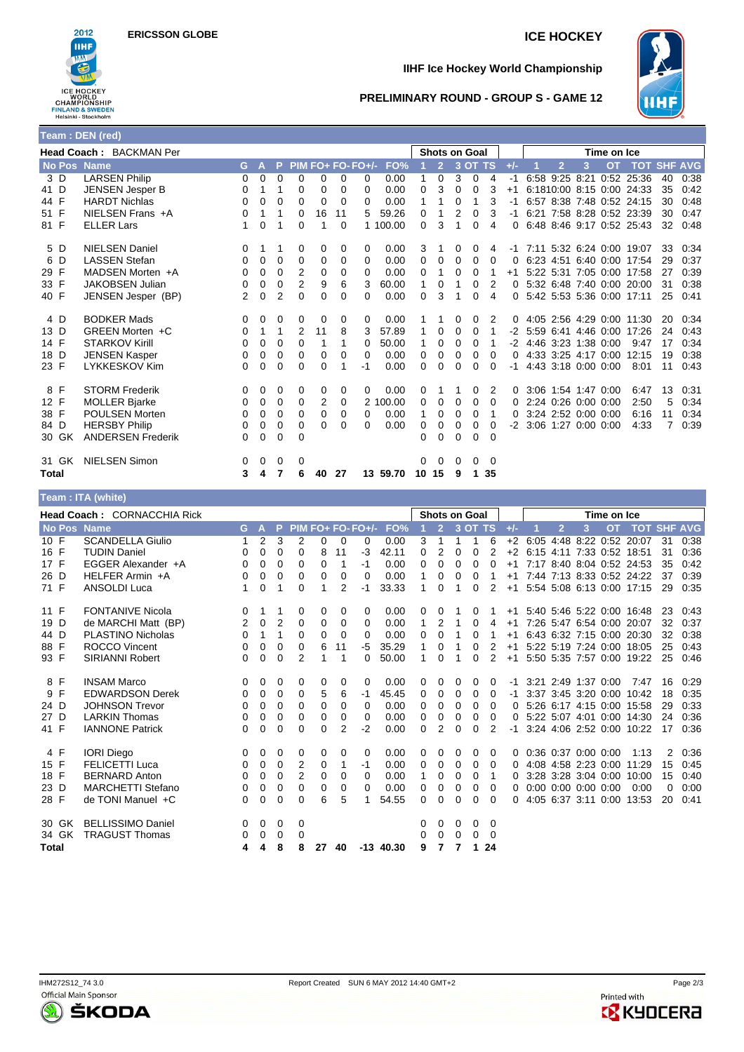ERICSSON GLOBE

ICE HOCKEY

IIHF Ice Hockey World Championship

PRELIMINARY ROUND - GROUP S - GAME 12

## Team : DEN (red)

Head Coach : BACKMAN Per

| No | Pos | Name | G | A | P | PIM | FO+ | FO- | FO+/- | FO% | SoG 1 | SoG 2 | SoG 3 | SoG OT | SoG TS | +/- | TOI 1 | TOI 2 | TOI 3 | TOI OT | TOT | SHF | AVG |
|---|---|---|---|---|---|---|---|---|---|---|---|---|---|---|---|---|---|---|---|---|---|---|---|
| 3 | D | LARSEN Philip | 0 | 0 | 0 | 0 | 0 | 0 | 0 | 0.00 | 1 | 0 | 3 | 0 | 4 | -1 | 6:58 | 9:25 | 8:21 | 0:52 | 25:36 | 40 | 0:38 |
| 41 | D | JENSEN Jesper B | 0 | 1 | 1 | 0 | 0 | 0 | 0 | 0.00 | 0 | 3 | 0 | 0 | 3 | +1 | 6:18 | 10:00 | 8:15 | 0:00 | 24:33 | 35 | 0:42 |
| 44 | F | HARDT Nichlas | 0 | 0 | 0 | 0 | 0 | 0 | 0 | 0.00 | 1 | 1 | 0 | 1 | 3 | -1 | 6:57 | 8:38 | 7:48 | 0:52 | 24:15 | 30 | 0:48 |
| 51 | F | NIELSEN Frans +A | 0 | 1 | 1 | 0 | 16 | 11 | 5 | 59.26 | 0 | 1 | 2 | 0 | 3 | -1 | 6:21 | 7:58 | 8:28 | 0:52 | 23:39 | 30 | 0:47 |
| 81 | F | ELLER Lars | 1 | 0 | 1 | 0 | 1 | 0 | 1 | 100.00 | 0 | 3 | 1 | 0 | 4 | 0 | 6:48 | 8:46 | 9:17 | 0:52 | 25:43 | 32 | 0:48 |
| 5 | D | NIELSEN Daniel | 0 | 1 | 1 | 0 | 0 | 0 | 0 | 0.00 | 3 | 1 | 0 | 0 | 4 | -1 | 7:11 | 5:32 | 6:24 | 0:00 | 19:07 | 33 | 0:34 |
| 6 | D | LASSEN Stefan | 0 | 0 | 0 | 0 | 0 | 0 | 0 | 0.00 | 0 | 0 | 0 | 0 | 0 | 0 | 6:23 | 4:51 | 6:40 | 0:00 | 17:54 | 29 | 0:37 |
| 29 | F | MADSEN Morten +A | 0 | 0 | 0 | 2 | 0 | 0 | 0 | 0.00 | 0 | 1 | 0 | 0 | 1 | +1 | 5:22 | 5:31 | 7:05 | 0:00 | 17:58 | 27 | 0:39 |
| 33 | F | JAKOBSEN Julian | 0 | 0 | 0 | 2 | 9 | 6 | 3 | 60.00 | 1 | 0 | 1 | 0 | 2 | 0 | 5:32 | 6:48 | 7:40 | 0:00 | 20:00 | 31 | 0:38 |
| 40 | F | JENSEN Jesper (BP) | 2 | 0 | 2 | 0 | 0 | 0 | 0 | 0.00 | 0 | 3 | 1 | 0 | 4 | 0 | 5:42 | 5:53 | 5:36 | 0:00 | 17:11 | 25 | 0:41 |
| 4 | D | BODKER Mads | 0 | 0 | 0 | 0 | 0 | 0 | 0 | 0.00 | 1 | 1 | 0 | 0 | 2 | 0 | 4:05 | 2:56 | 4:29 | 0:00 | 11:30 | 20 | 0:34 |
| 13 | D | GREEN Morten +C | 0 | 1 | 1 | 2 | 11 | 8 | 3 | 57.89 | 1 | 0 | 0 | 0 | 1 | -2 | 5:59 | 6:41 | 4:46 | 0:00 | 17:26 | 24 | 0:43 |
| 14 | F | STARKOV Kirill | 0 | 0 | 0 | 0 | 1 | 1 | 0 | 50.00 | 1 | 0 | 0 | 0 | 1 | -2 | 4:46 | 3:23 | 1:38 | 0:00 | 9:47 | 17 | 0:34 |
| 18 | D | JENSEN Kasper | 0 | 0 | 0 | 0 | 0 | 0 | 0 | 0.00 | 0 | 0 | 0 | 0 | 0 | 0 | 4:33 | 3:25 | 4:17 | 0:00 | 12:15 | 19 | 0:38 |
| 23 | F | LYKKESKOV Kim | 0 | 0 | 0 | 0 | 0 | 1 | -1 | 0.00 | 0 | 0 | 0 | 0 | 0 | -1 | 4:43 | 3:18 | 0:00 | 0:00 | 8:01 | 11 | 0:43 |
| 8 | F | STORM Frederik | 0 | 0 | 0 | 0 | 0 | 0 | 0 | 0.00 | 0 | 1 | 1 | 0 | 2 | 0 | 3:06 | 1:54 | 1:47 | 0:00 | 6:47 | 13 | 0:31 |
| 12 | F | MOLLER Bjarke | 0 | 0 | 0 | 0 | 2 | 0 | 2 | 100.00 | 0 | 0 | 0 | 0 | 0 | 0 | 2:24 | 0:26 | 0:00 | 0:00 | 2:50 | 5 | 0:34 |
| 38 | F | POULSEN Morten | 0 | 0 | 0 | 0 | 0 | 0 | 0 | 0.00 | 1 | 0 | 0 | 0 | 1 | 0 | 3:24 | 2:52 | 0:00 | 0:00 | 6:16 | 11 | 0:34 |
| 84 | D | HERSBY Philip | 0 | 0 | 0 | 0 | 0 | 0 | 0 | 0.00 | 0 | 0 | 0 | 0 | 0 | -2 | 3:06 | 1:27 | 0:00 | 0:00 | 4:33 | 7 | 0:39 |
| 30 | GK | ANDERSEN Frederik | 0 | 0 | 0 | 0 | | | | | 0 | 0 | 0 | 0 | 0 | | | | | | | | |
| 31 | GK | NIELSEN Simon | 0 | 0 | 0 | 0 | | | | | 0 | 0 | 0 | 0 | 0 | | | | | | | | |
| Total | | | 3 | 4 | 7 | 6 | 40 | 27 | 13 | 59.70 | 10 | 15 | 9 | 1 | 35 | | | | | | | | |

## Team : ITA (white)

Head Coach : CORNACCHIA Rick

| No | Pos | Name | G | A | P | PIM | FO+ | FO- | FO+/- | FO% | SoG 1 | SoG 2 | SoG 3 | SoG OT | SoG TS | +/- | TOI 1 | TOI 2 | TOI 3 | TOI OT | TOT | SHF | AVG |
|---|---|---|---|---|---|---|---|---|---|---|---|---|---|---|---|---|---|---|---|---|---|---|---|
| 10 | F | SCANDELLA Giulio | 1 | 2 | 3 | 2 | 0 | 0 | 0 | 0.00 | 3 | 1 | 1 | 1 | 6 | +2 | 6:05 | 4:48 | 8:22 | 0:52 | 20:07 | 31 | 0:38 |
| 16 | F | TUDIN Daniel | 0 | 0 | 0 | 0 | 8 | 11 | -3 | 42.11 | 0 | 2 | 0 | 0 | 2 | +2 | 6:15 | 4:11 | 7:33 | 0:52 | 18:51 | 31 | 0:36 |
| 17 | F | EGGER Alexander +A | 0 | 0 | 0 | 0 | 0 | 1 | -1 | 0.00 | 0 | 0 | 0 | 0 | 0 | +1 | 7:17 | 8:40 | 8:04 | 0:52 | 24:53 | 35 | 0:42 |
| 26 | D | HELFER Armin +A | 0 | 0 | 0 | 0 | 0 | 0 | 0 | 0.00 | 1 | 0 | 0 | 0 | 1 | +1 | 7:44 | 7:13 | 8:33 | 0:52 | 24:22 | 37 | 0:39 |
| 71 | F | ANSOLDI Luca | 1 | 0 | 1 | 0 | 1 | 2 | -1 | 33.33 | 1 | 0 | 1 | 0 | 2 | +1 | 5:54 | 5:08 | 6:13 | 0:00 | 17:15 | 29 | 0:35 |
| 11 | F | FONTANIVE Nicola | 0 | 1 | 1 | 0 | 0 | 0 | 0 | 0.00 | 0 | 0 | 1 | 0 | 1 | +1 | 5:40 | 5:46 | 5:22 | 0:00 | 16:48 | 23 | 0:43 |
| 19 | D | de MARCHI Matt (BP) | 2 | 0 | 2 | 0 | 0 | 0 | 0 | 0.00 | 1 | 2 | 1 | 0 | 4 | +1 | 7:26 | 5:47 | 6:54 | 0:00 | 20:07 | 32 | 0:37 |
| 44 | D | PLASTINO Nicholas | 0 | 1 | 1 | 0 | 0 | 0 | 0 | 0.00 | 0 | 0 | 1 | 0 | 1 | +1 | 6:43 | 6:32 | 7:15 | 0:00 | 20:30 | 32 | 0:38 |
| 88 | F | ROCCO Vincent | 0 | 0 | 0 | 0 | 6 | 11 | -5 | 35.29 | 1 | 0 | 1 | 0 | 2 | +1 | 5:22 | 5:19 | 7:24 | 0:00 | 18:05 | 25 | 0:43 |
| 93 | F | SIRIANNI Robert | 0 | 0 | 0 | 2 | 1 | 1 | 0 | 50.00 | 1 | 0 | 1 | 0 | 2 | +1 | 5:50 | 5:35 | 7:57 | 0:00 | 19:22 | 25 | 0:46 |
| 8 | F | INSAM Marco | 0 | 0 | 0 | 0 | 0 | 0 | 0 | 0.00 | 0 | 0 | 0 | 0 | 0 | -1 | 3:21 | 2:49 | 1:37 | 0:00 | 7:47 | 16 | 0:29 |
| 9 | F | EDWARDSON Derek | 0 | 0 | 0 | 0 | 5 | 6 | -1 | 45.45 | 0 | 0 | 0 | 0 | 0 | -1 | 3:37 | 3:45 | 3:20 | 0:00 | 10:42 | 18 | 0:35 |
| 24 | D | JOHNSON Trevor | 0 | 0 | 0 | 0 | 0 | 0 | 0 | 0.00 | 0 | 0 | 0 | 0 | 0 | 0 | 5:26 | 6:17 | 4:15 | 0:00 | 15:58 | 29 | 0:33 |
| 27 | D | LARKIN Thomas | 0 | 0 | 0 | 0 | 0 | 0 | 0 | 0.00 | 0 | 0 | 0 | 0 | 0 | 0 | 5:22 | 5:07 | 4:01 | 0:00 | 14:30 | 24 | 0:36 |
| 41 | F | IANNONE Patrick | 0 | 0 | 0 | 0 | 0 | 2 | -2 | 0.00 | 0 | 2 | 0 | 0 | 2 | -1 | 3:24 | 4:06 | 2:52 | 0:00 | 10:22 | 17 | 0:36 |
| 4 | F | IORI Diego | 0 | 0 | 0 | 0 | 0 | 0 | 0 | 0.00 | 0 | 0 | 0 | 0 | 0 | 0 | 0:36 | 0:37 | 0:00 | 0:00 | 1:13 | 2 | 0:36 |
| 15 | F | FELICETTI Luca | 0 | 0 | 0 | 2 | 0 | 1 | -1 | 0.00 | 0 | 0 | 0 | 0 | 0 | 0 | 4:08 | 4:58 | 2:23 | 0:00 | 11:29 | 15 | 0:45 |
| 18 | F | BERNARD Anton | 0 | 0 | 0 | 2 | 0 | 0 | 0 | 0.00 | 1 | 0 | 0 | 0 | 1 | 0 | 3:28 | 3:28 | 3:04 | 0:00 | 10:00 | 15 | 0:40 |
| 23 | D | MARCHETTI Stefano | 0 | 0 | 0 | 0 | 0 | 0 | 0 | 0.00 | 0 | 0 | 0 | 0 | 0 | 0 | 0:00 | 0:00 | 0:00 | 0:00 | 0:00 | 0 | 0:00 |
| 28 | F | de TONI Manuel +C | 0 | 0 | 0 | 0 | 6 | 5 | 1 | 54.55 | 0 | 0 | 0 | 0 | 0 | 0 | 4:05 | 6:37 | 3:11 | 0:00 | 13:53 | 20 | 0:41 |
| 30 | GK | BELLISSIMO Daniel | 0 | 0 | 0 | 0 | | | | | 0 | 0 | 0 | 0 | 0 | | | | | | | | |
| 34 | GK | TRAGUST Thomas | 0 | 0 | 0 | 0 | | | | | 0 | 0 | 0 | 0 | 0 | | | | | | | | |
| Total | | | 4 | 4 | 8 | 8 | 27 | 40 | -13 | 40.30 | 9 | 7 | 7 | 1 | 24 | | | | | | | | |

IHM272S12_74 3.0 Report Created SUN 6 MAY 2012 14:40 GMT+2

Official Main Sponsor ŠKODA

Printed with KYOCERA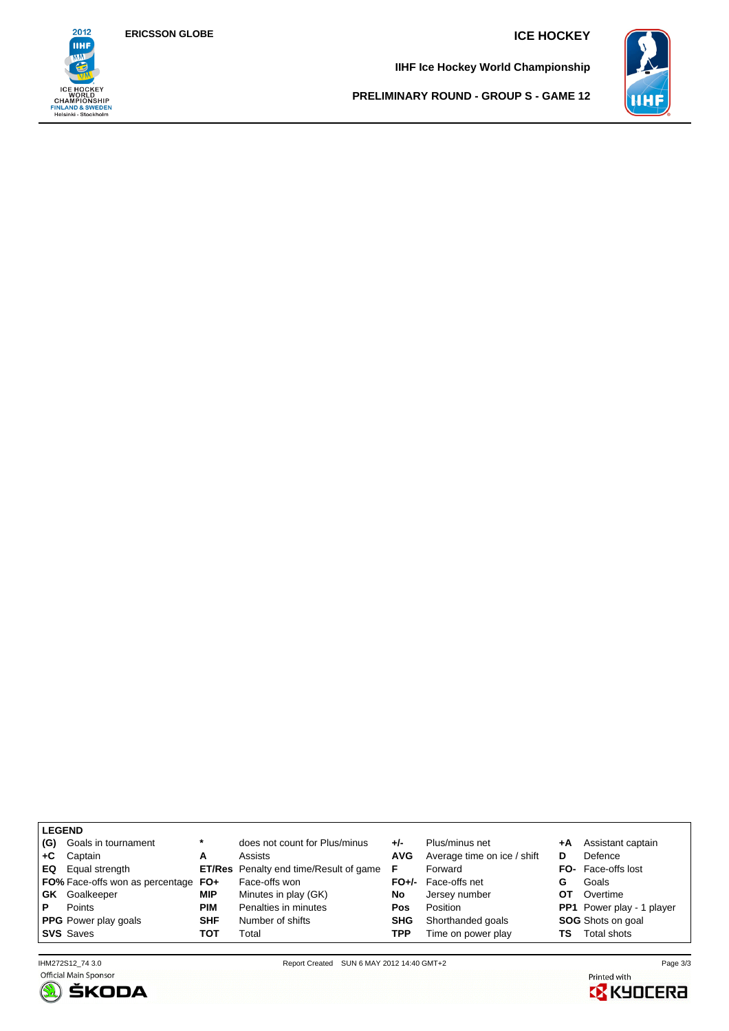| LEGEND | | | | | | | |
|---|---|---|---|---|---|---|---|
| (G) | Goals in tournament | * | does not count for Plus/minus | +/- | Plus/minus net | +A | Assistant captain |
| +C | Captain | A | Assists | AVG | Average time on ice / shift | D | Defence |
| EQ | Equal strength | ET/Res | Penalty end time/Result of game | F | Forward | FO- | Face-offs lost |
| FO% | Face-offs won as percentage | FO+ | Face-offs won | FO+/- | Face-offs net | G | Goals |
| GK | Goalkeeper | MIP | Minutes in play (GK) | No | Jersey number | OT | Overtime |
| P | Points | PIM | Penalties in minutes | Pos | Position | PP1 | Power play - 1 player |
| PPG | Power play goals | SHF | Number of shifts | SHG | Shorthanded goals | SOG | Shots on goal |
| SVS | Saves | TOT | Total | TPP | Time on power play | TS | Total shots |